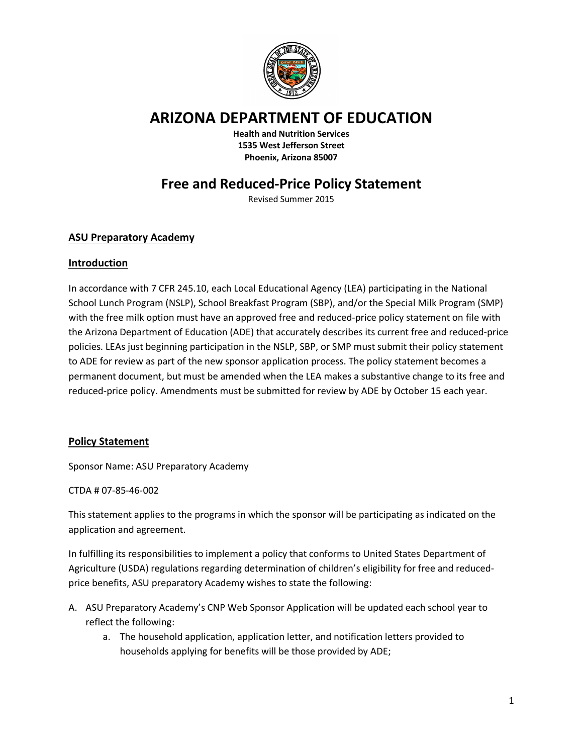# ARIZONA DEPARTMENT OF EDUCATION

**Health and Nutrition Services**
**1535 West Jefferson Street**
**Phoenix, Arizona 85007**

## Free and Reduced-Price Policy Statement

Revised Summer 2015

### ASU Preparatory Academy

### Introduction

In accordance with 7 CFR 245.10, each Local Educational Agency (LEA) participating in the National School Lunch Program (NSLP), School Breakfast Program (SBP), and/or the Special Milk Program (SMP) with the free milk option must have an approved free and reduced-price policy statement on file with the Arizona Department of Education (ADE) that accurately describes its current free and reduced-price policies. LEAs just beginning participation in the NSLP, SBP, or SMP must submit their policy statement to ADE for review as part of the new sponsor application process. The policy statement becomes a permanent document, but must be amended when the LEA makes a substantive change to its free and reduced-price policy. Amendments must be submitted for review by ADE by October 15 each year.

### Policy Statement

Sponsor Name: ASU Preparatory Academy

CTDA # 07-85-46-002

This statement applies to the programs in which the sponsor will be participating as indicated on the application and agreement.

In fulfilling its responsibilities to implement a policy that conforms to United States Department of Agriculture (USDA) regulations regarding determination of children's eligibility for free and reduced-price benefits, ASU preparatory Academy wishes to state the following:

A. ASU Preparatory Academy's CNP Web Sponsor Application will be updated each school year to reflect the following:
   a. The household application, application letter, and notification letters provided to households applying for benefits will be those provided by ADE;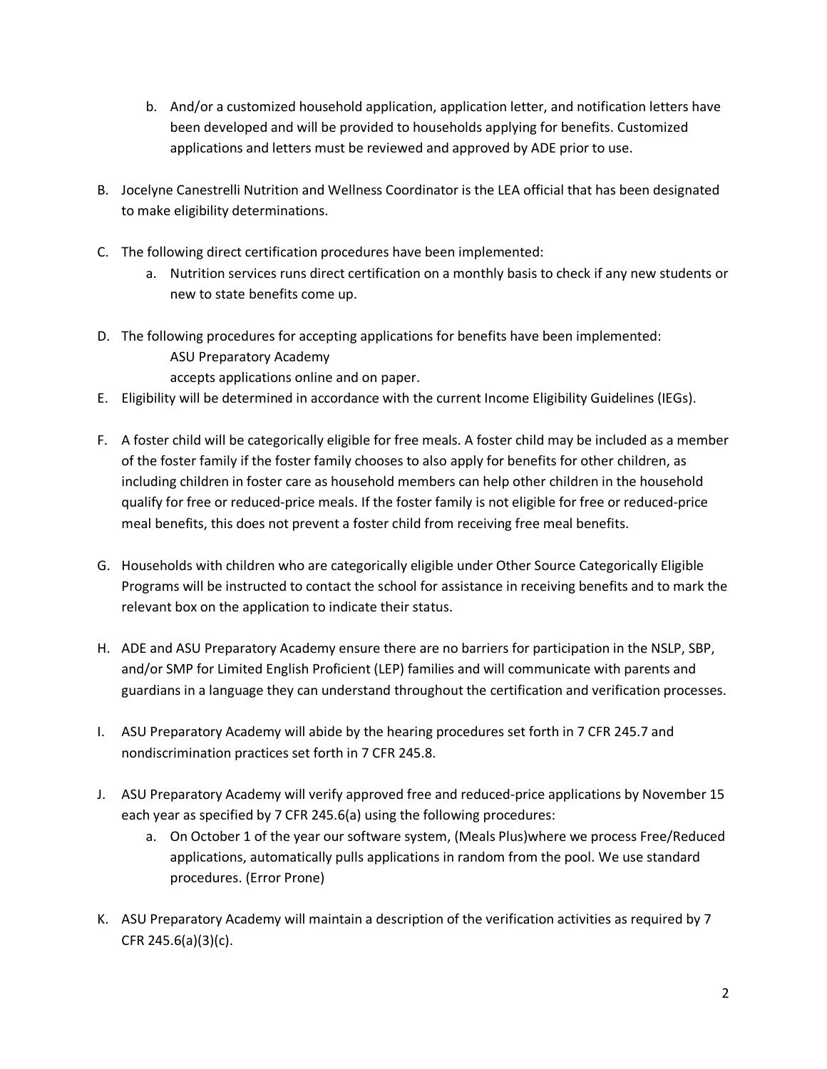b. And/or a customized household application, application letter, and notification letters have been developed and will be provided to households applying for benefits. Customized applications and letters must be reviewed and approved by ADE prior to use.

B. Jocelyne Canestrelli Nutrition and Wellness Coordinator is the LEA official that has been designated to make eligibility determinations.

C. The following direct certification procedures have been implemented:
   a. Nutrition services runs direct certification on a monthly basis to check if any new students or new to state benefits come up.

D. The following procedures for accepting applications for benefits have been implemented:
   ASU Preparatory Academy
   accepts applications online and on paper.

E. Eligibility will be determined in accordance with the current Income Eligibility Guidelines (IEGs).

F. A foster child will be categorically eligible for free meals. A foster child may be included as a member of the foster family if the foster family chooses to also apply for benefits for other children, as including children in foster care as household members can help other children in the household qualify for free or reduced-price meals. If the foster family is not eligible for free or reduced-price meal benefits, this does not prevent a foster child from receiving free meal benefits.

G. Households with children who are categorically eligible under Other Source Categorically Eligible Programs will be instructed to contact the school for assistance in receiving benefits and to mark the relevant box on the application to indicate their status.

H. ADE and ASU Preparatory Academy ensure there are no barriers for participation in the NSLP, SBP, and/or SMP for Limited English Proficient (LEP) families and will communicate with parents and guardians in a language they can understand throughout the certification and verification processes.

I. ASU Preparatory Academy will abide by the hearing procedures set forth in 7 CFR 245.7 and nondiscrimination practices set forth in 7 CFR 245.8.

J. ASU Preparatory Academy will verify approved free and reduced-price applications by November 15 each year as specified by 7 CFR 245.6(a) using the following procedures:
   a. On October 1 of the year our software system, (Meals Plus)where we process Free/Reduced applications, automatically pulls applications in random from the pool. We use standard procedures. (Error Prone)

K. ASU Preparatory Academy will maintain a description of the verification activities as required by 7 CFR 245.6(a)(3)(c).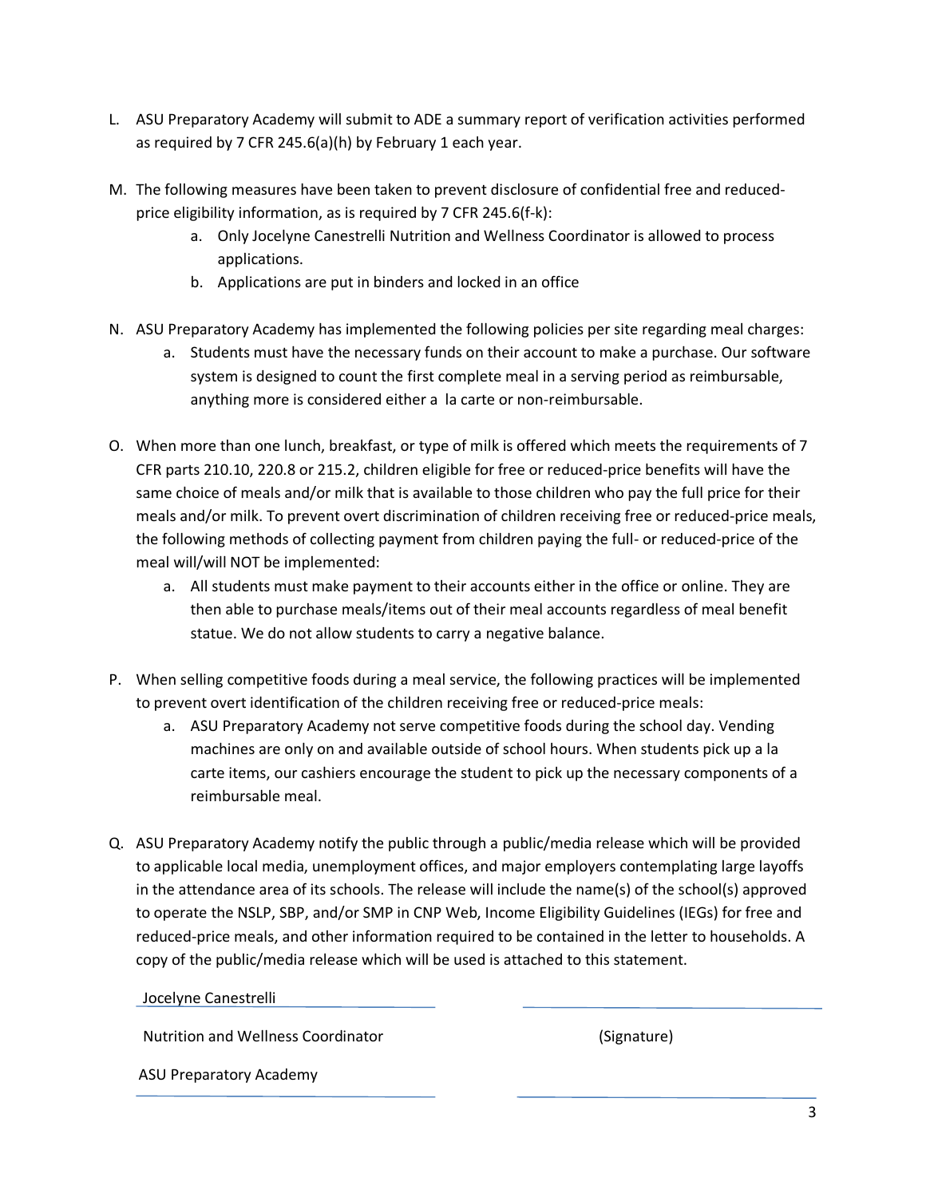L. ASU Preparatory Academy will submit to ADE a summary report of verification activities performed as required by 7 CFR 245.6(a)(h) by February 1 each year.

M. The following measures have been taken to prevent disclosure of confidential free and reduced-price eligibility information, as is required by 7 CFR 245.6(f-k):
   a. Only Jocelyne Canestrelli Nutrition and Wellness Coordinator is allowed to process applications.
   b. Applications are put in binders and locked in an office

N. ASU Preparatory Academy has implemented the following policies per site regarding meal charges:
   a. Students must have the necessary funds on their account to make a purchase. Our software system is designed to count the first complete meal in a serving period as reimbursable, anything more is considered either a la carte or non-reimbursable.

O. When more than one lunch, breakfast, or type of milk is offered which meets the requirements of 7 CFR parts 210.10, 220.8 or 215.2, children eligible for free or reduced-price benefits will have the same choice of meals and/or milk that is available to those children who pay the full price for their meals and/or milk. To prevent overt discrimination of children receiving free or reduced-price meals, the following methods of collecting payment from children paying the full- or reduced-price of the meal will/will NOT be implemented:
   a. All students must make payment to their accounts either in the office or online. They are then able to purchase meals/items out of their meal accounts regardless of meal benefit statue. We do not allow students to carry a negative balance.

P. When selling competitive foods during a meal service, the following practices will be implemented to prevent overt identification of the children receiving free or reduced-price meals:
   a. ASU Preparatory Academy not serve competitive foods during the school day. Vending machines are only on and available outside of school hours. When students pick up a la carte items, our cashiers encourage the student to pick up the necessary components of a reimbursable meal.

Q. ASU Preparatory Academy notify the public through a public/media release which will be provided to applicable local media, unemployment offices, and major employers contemplating large layoffs in the attendance area of its schools. The release will include the name(s) of the school(s) approved to operate the NSLP, SBP, and/or SMP in CNP Web, Income Eligibility Guidelines (IEGs) for free and reduced-price meals, and other information required to be contained in the letter to households. A copy of the public/media release which will be used is attached to this statement.

Jocelyne Canestrelli ______________________

Nutrition and Wellness Coordinator (Signature)

ASU Preparatory Academy ______________________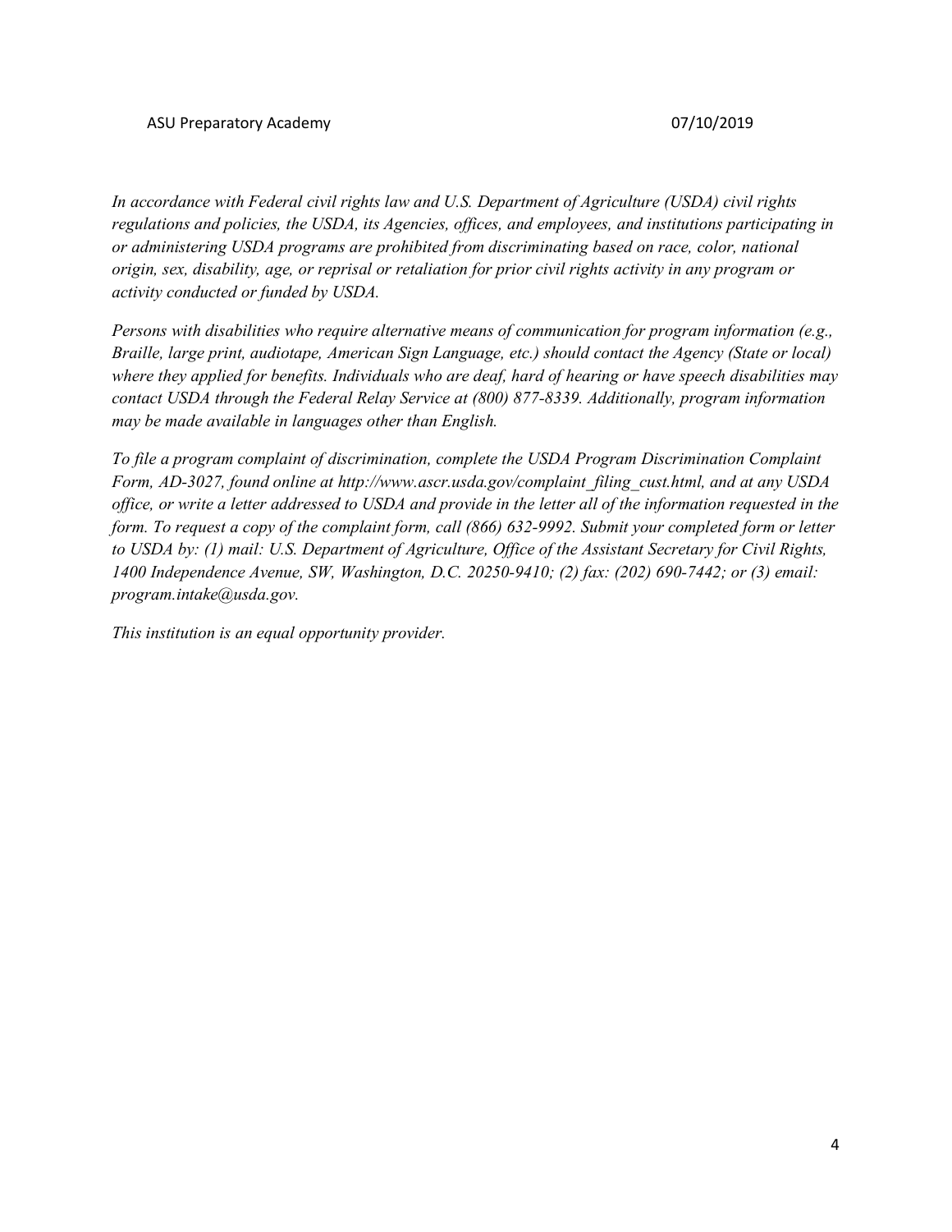*In accordance with Federal civil rights law and U.S. Department of Agriculture (USDA) civil rights regulations and policies, the USDA, its Agencies, offices, and employees, and institutions participating in or administering USDA programs are prohibited from discriminating based on race, color, national origin, sex, disability, age, or reprisal or retaliation for prior civil rights activity in any program or activity conducted or funded by USDA.*

*Persons with disabilities who require alternative means of communication for program information (e.g., Braille, large print, audiotape, American Sign Language, etc.) should contact the Agency (State or local) where they applied for benefits. Individuals who are deaf, hard of hearing or have speech disabilities may contact USDA through the Federal Relay Service at (800) 877-8339. Additionally, program information may be made available in languages other than English.*

*To file a program complaint of discrimination, complete the USDA Program Discrimination Complaint Form, AD-3027, found online at http://www.ascr.usda.gov/complaint_filing_cust.html, and at any USDA office, or write a letter addressed to USDA and provide in the letter all of the information requested in the form. To request a copy of the complaint form, call (866) 632-9992. Submit your completed form or letter to USDA by: (1) mail: U.S. Department of Agriculture, Office of the Assistant Secretary for Civil Rights, 1400 Independence Avenue, SW, Washington, D.C. 20250-9410; (2) fax: (202) 690-7442; or (3) email: program.intake@usda.gov.*

*This institution is an equal opportunity provider.*